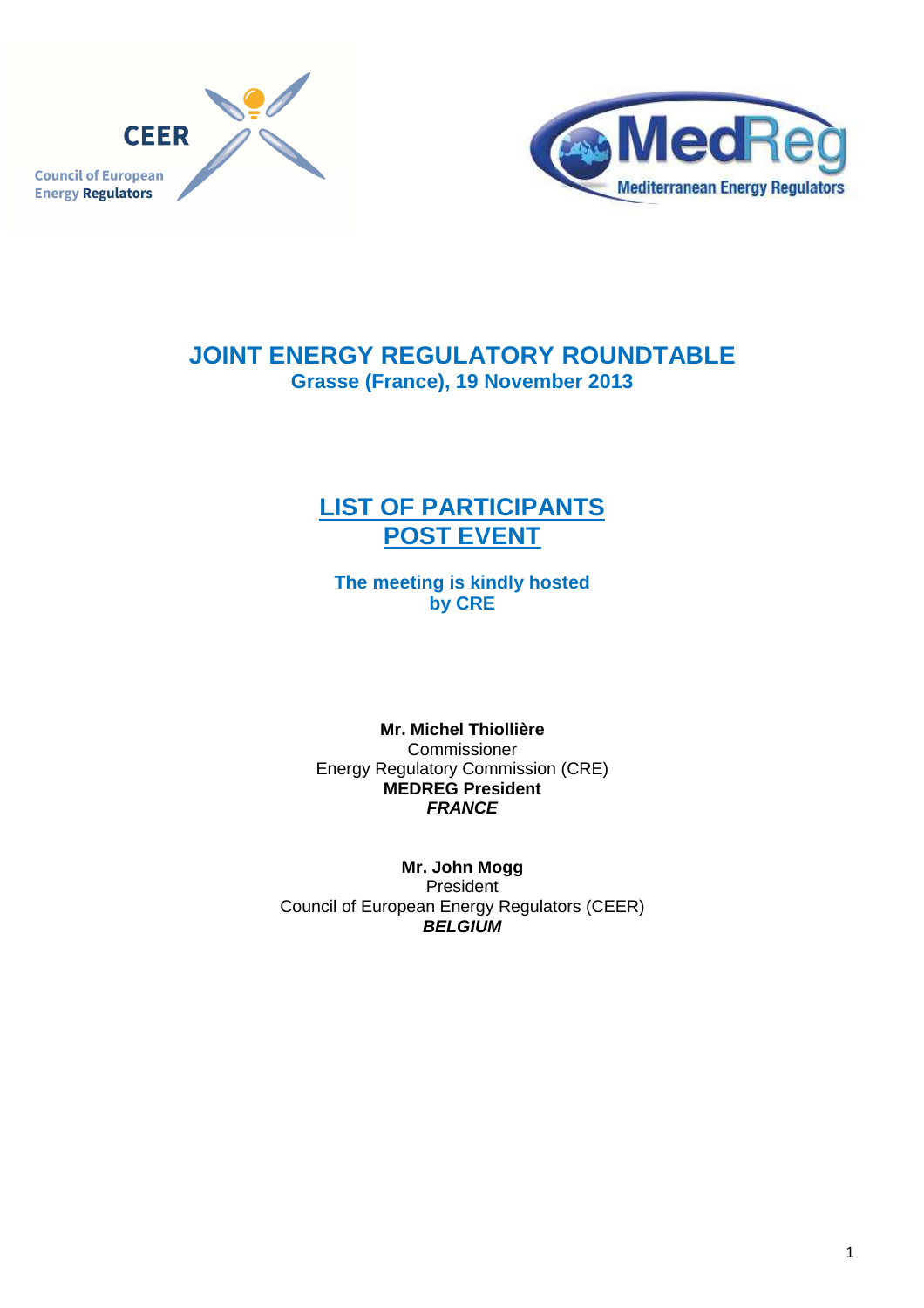# JOINT ENERGY REGULATORY ROUNDTABLE

**Grasse (France), 19 November 2013**

## LIST OF PARTICIPANTS POST EVENT

**The meeting is kindly hosted by CRE**

**Mr. Michel Thiollière**
Commissioner
Energy Regulatory Commission (CRE)
**MEDREG President**
***FRANCE***

**Mr. John Mogg**
President
Council of European Energy Regulators (CEER)
***BELGIUM***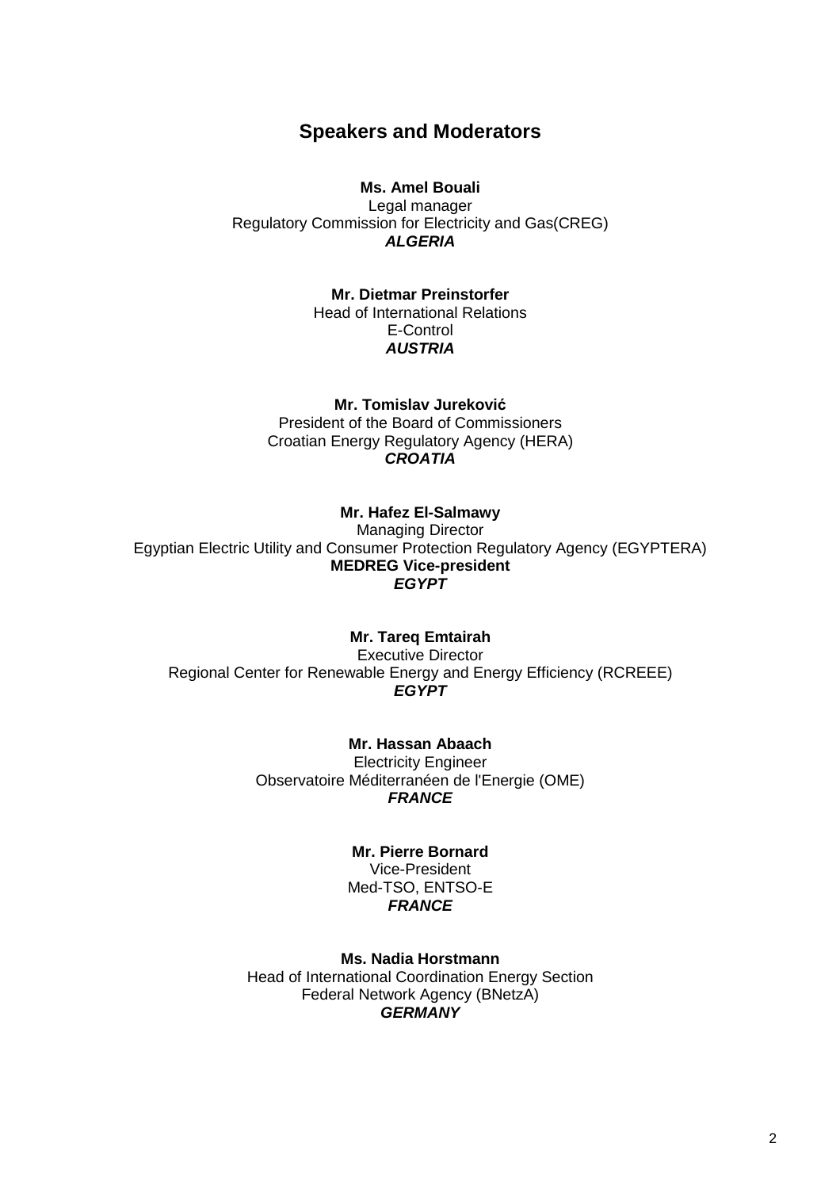## Speakers and Moderators

**Ms. Amel Bouali**
Legal manager
Regulatory Commission for Electricity and Gas(CREG)
***ALGERIA***

**Mr. Dietmar Preinstorfer**
Head of International Relations
E-Control
***AUSTRIA***

**Mr. Tomislav Jureković**
President of the Board of Commissioners
Croatian Energy Regulatory Agency (HERA)
***CROATIA***

**Mr. Hafez El-Salmawy**
Managing Director
Egyptian Electric Utility and Consumer Protection Regulatory Agency (EGYPTERA)
**MEDREG Vice-president**
***EGYPT***

**Mr. Tareq Emtairah**
Executive Director
Regional Center for Renewable Energy and Energy Efficiency (RCREEE)
***EGYPT***

**Mr. Hassan Abaach**
Electricity Engineer
Observatoire Méditerranéen de l'Energie (OME)
***FRANCE***

**Mr. Pierre Bornard**
Vice-President
Med-TSO, ENTSO-E
***FRANCE***

**Ms. Nadia Horstmann**
Head of International Coordination Energy Section
Federal Network Agency (BNetzA)
***GERMANY***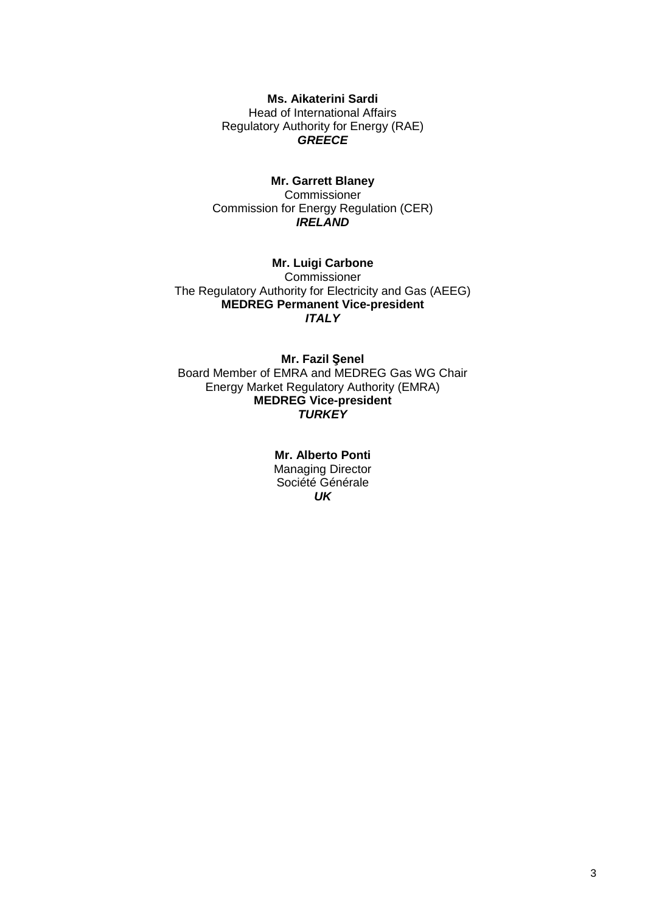**Ms. Aikaterini Sardi**
Head of International Affairs
Regulatory Authority for Energy (RAE)
***GREECE***

**Mr. Garrett Blaney**
Commissioner
Commission for Energy Regulation (CER)
***IRELAND***

**Mr. Luigi Carbone**
Commissioner
The Regulatory Authority for Electricity and Gas (AEEG)
**MEDREG Permanent Vice-president**
***ITALY***

**Mr. Fazil Şenel**
Board Member of EMRA and MEDREG Gas WG Chair
Energy Market Regulatory Authority (EMRA)
**MEDREG Vice-president**
***TURKEY***

**Mr. Alberto Ponti**
Managing Director
Société Générale
***UK***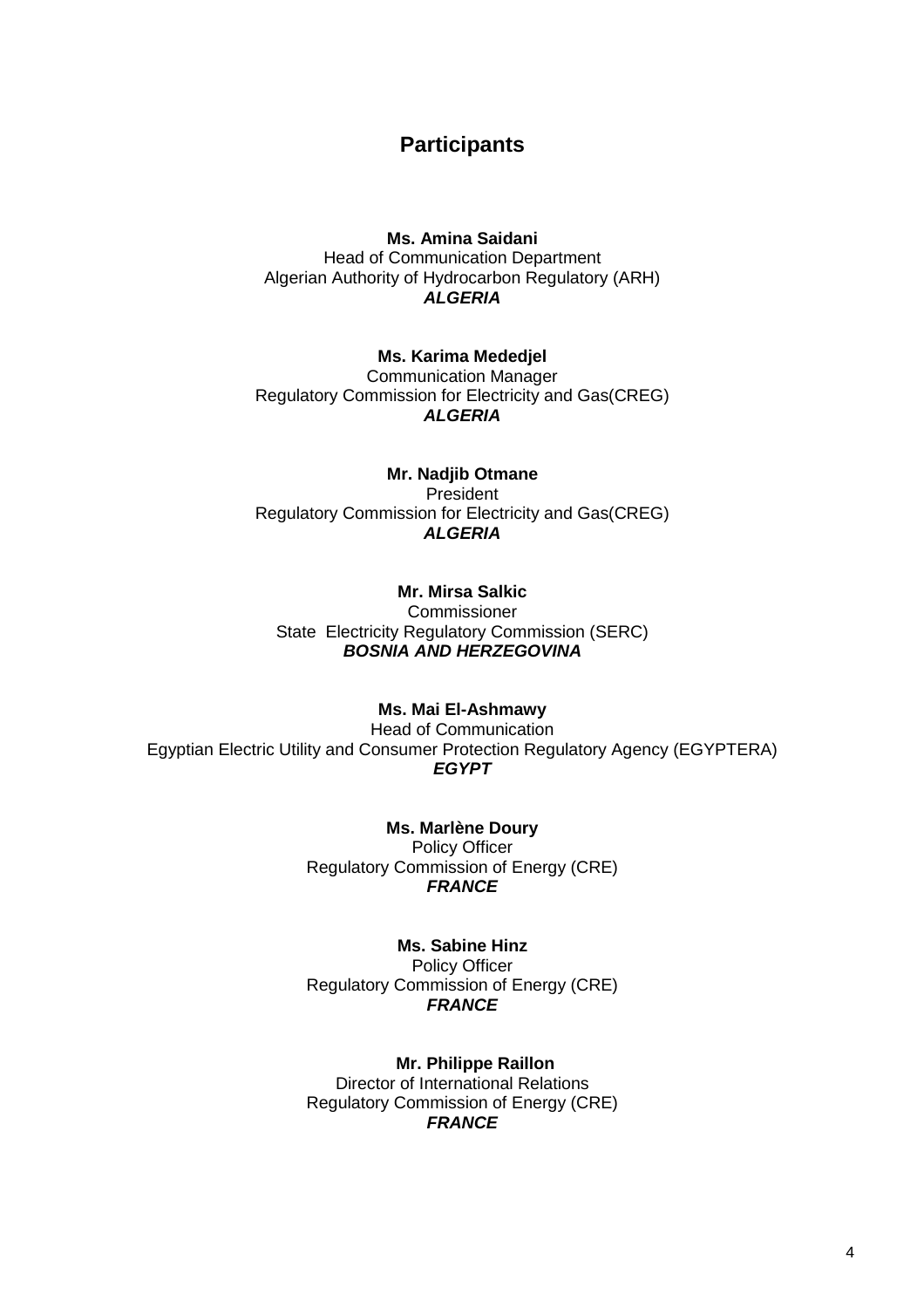## Participants

**Ms. Amina Saidani**
Head of Communication Department
Algerian Authority of Hydrocarbon Regulatory (ARH)
***ALGERIA***

**Ms. Karima Mededjel**
Communication Manager
Regulatory Commission for Electricity and Gas(CREG)
***ALGERIA***

**Mr. Nadjib Otmane**
President
Regulatory Commission for Electricity and Gas(CREG)
***ALGERIA***

**Mr. Mirsa Salkic**
Commissioner
State Electricity Regulatory Commission (SERC)
***BOSNIA AND HERZEGOVINA***

**Ms. Mai El-Ashmawy**
Head of Communication
Egyptian Electric Utility and Consumer Protection Regulatory Agency (EGYPTERA)
***EGYPT***

**Ms. Marlène Doury**
Policy Officer
Regulatory Commission of Energy (CRE)
***FRANCE***

**Ms. Sabine Hinz**
Policy Officer
Regulatory Commission of Energy (CRE)
***FRANCE***

**Mr. Philippe Raillon**
Director of International Relations
Regulatory Commission of Energy (CRE)
***FRANCE***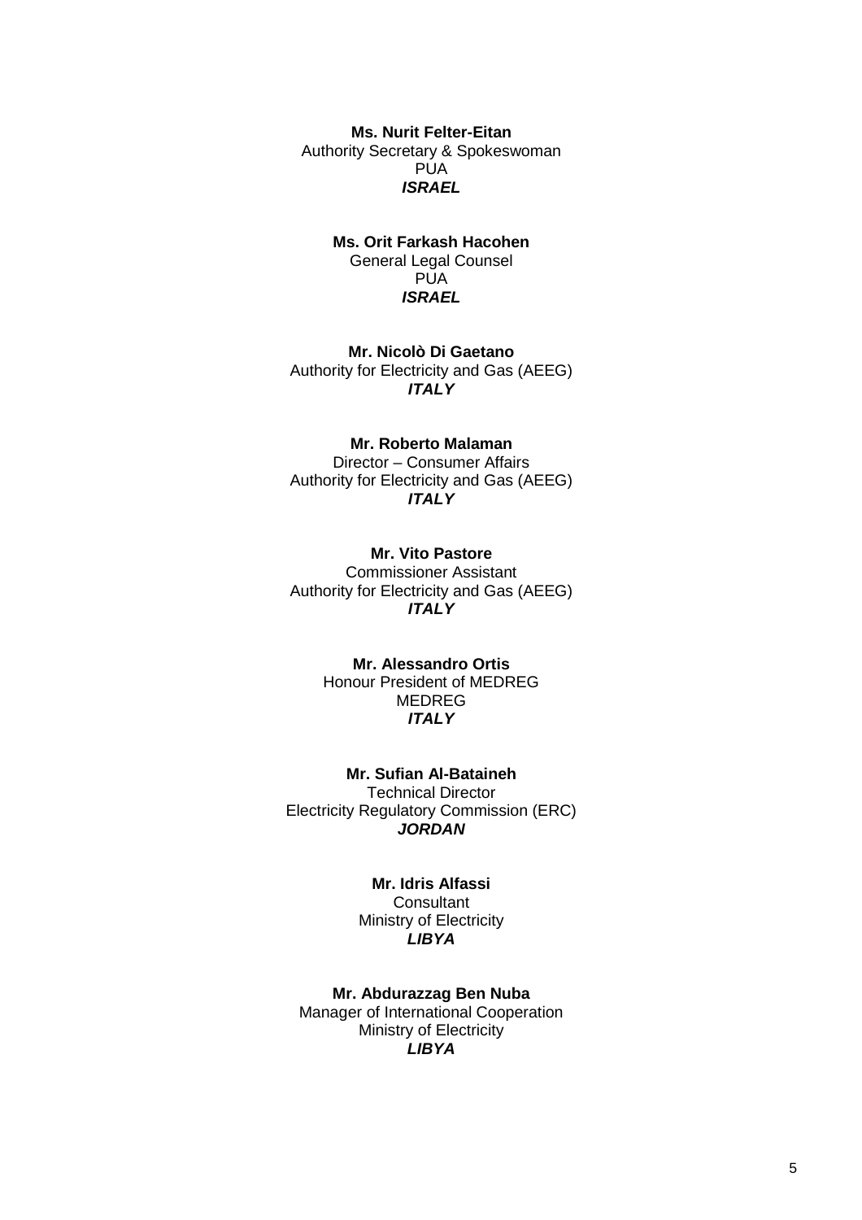**Ms. Nurit Felter-Eitan**
Authority Secretary & Spokeswoman
PUA
***ISRAEL***

**Ms. Orit Farkash Hacohen**
General Legal Counsel
PUA
***ISRAEL***

**Mr. Nicolò Di Gaetano**
Authority for Electricity and Gas (AEEG)
***ITALY***

**Mr. Roberto Malaman**
Director – Consumer Affairs
Authority for Electricity and Gas (AEEG)
***ITALY***

**Mr. Vito Pastore**
Commissioner Assistant
Authority for Electricity and Gas (AEEG)
***ITALY***

**Mr. Alessandro Ortis**
Honour President of MEDREG
MEDREG
***ITALY***

**Mr. Sufian Al-Bataineh**
Technical Director
Electricity Regulatory Commission (ERC)
***JORDAN***

**Mr. Idris Alfassi**
Consultant
Ministry of Electricity
***LIBYA***

**Mr. Abdurazzag Ben Nuba**
Manager of International Cooperation
Ministry of Electricity
***LIBYA***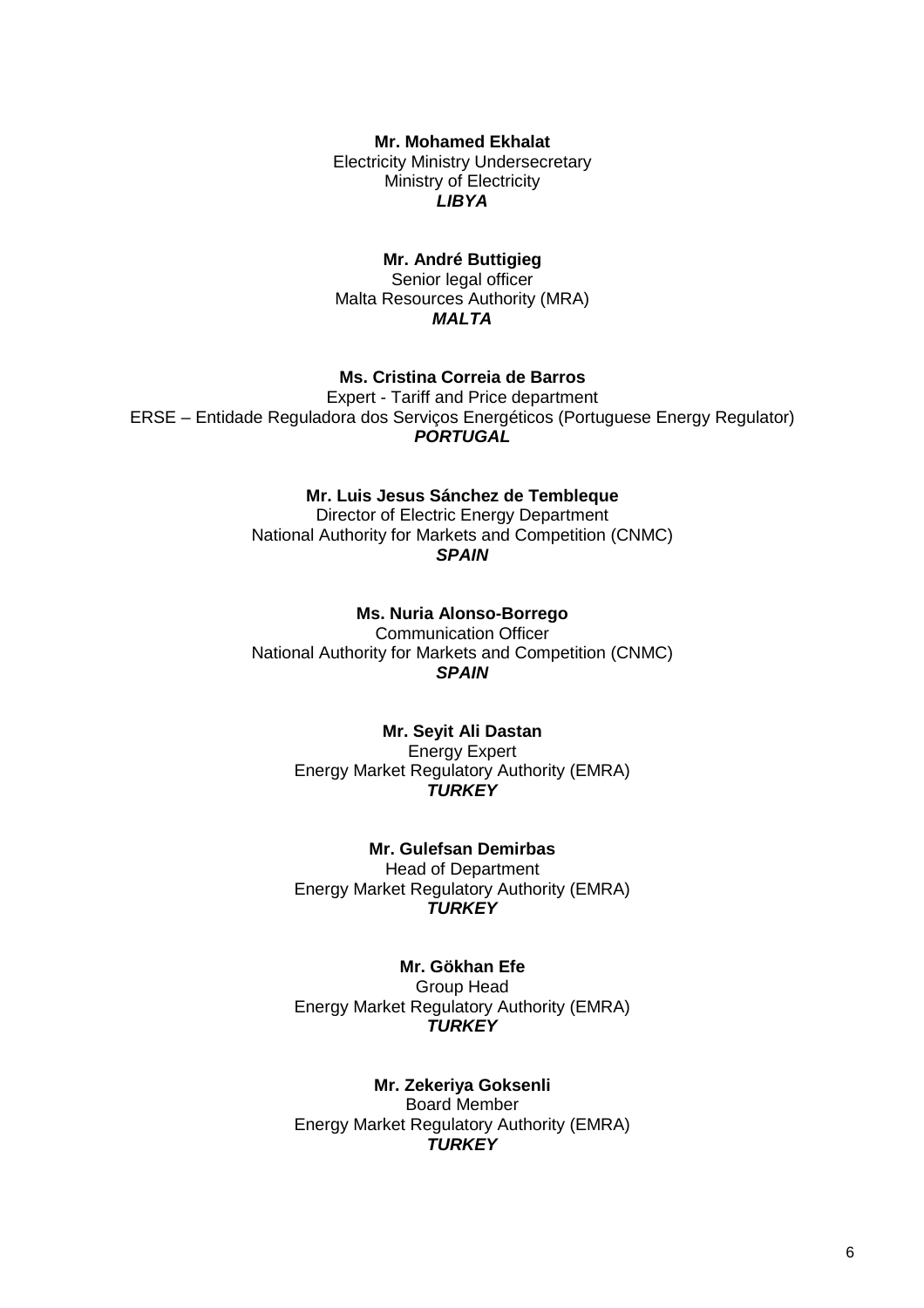**Mr. Mohamed Ekhalat**
Electricity Ministry Undersecretary
Ministry of Electricity
***LIBYA***

**Mr. André Buttigieg**
Senior legal officer
Malta Resources Authority (MRA)
***MALTA***

**Ms. Cristina Correia de Barros**
Expert - Tariff and Price department
ERSE – Entidade Reguladora dos Serviços Energéticos (Portuguese Energy Regulator)
***PORTUGAL***

**Mr. Luis Jesus Sánchez de Tembleque**
Director of Electric Energy Department
National Authority for Markets and Competition (CNMC)
***SPAIN***

**Ms. Nuria Alonso-Borrego**
Communication Officer
National Authority for Markets and Competition (CNMC)
***SPAIN***

**Mr. Seyit Ali Dastan**
Energy Expert
Energy Market Regulatory Authority (EMRA)
***TURKEY***

**Mr. Gulefsan Demirbas**
Head of Department
Energy Market Regulatory Authority (EMRA)
***TURKEY***

**Mr. Gökhan Efe**
Group Head
Energy Market Regulatory Authority (EMRA)
***TURKEY***

**Mr. Zekeriya Goksenli**
Board Member
Energy Market Regulatory Authority (EMRA)
***TURKEY***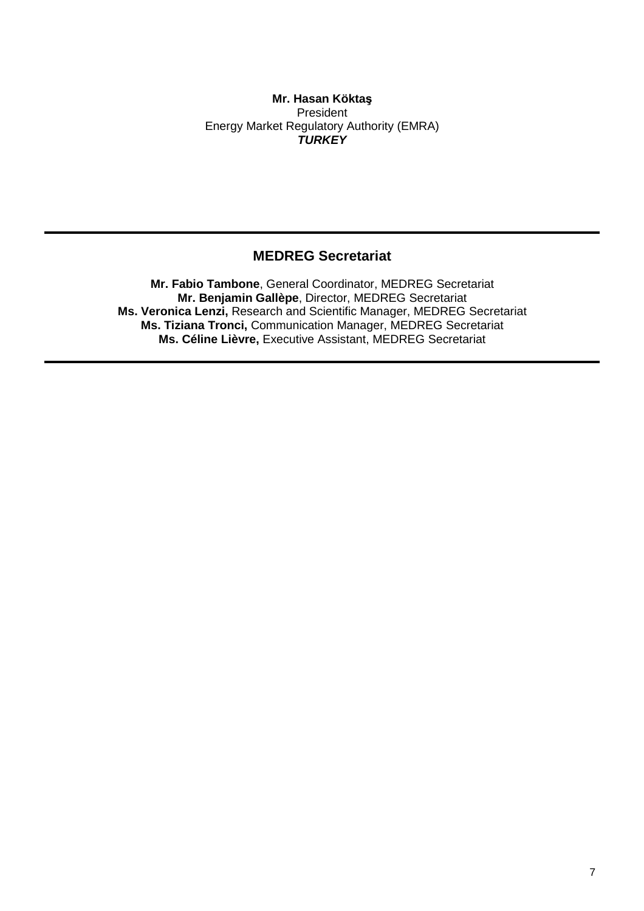**Mr. Hasan Köktaş**
President
Energy Market Regulatory Authority (EMRA)
***TURKEY***

---

## MEDREG Secretariat

**Mr. Fabio Tambone**, General Coordinator, MEDREG Secretariat
**Mr. Benjamin Gallèpe**, Director, MEDREG Secretariat
**Ms. Veronica Lenzi,** Research and Scientific Manager, MEDREG Secretariat
**Ms. Tiziana Tronci,** Communication Manager, MEDREG Secretariat
**Ms. Céline Lièvre,** Executive Assistant, MEDREG Secretariat

---